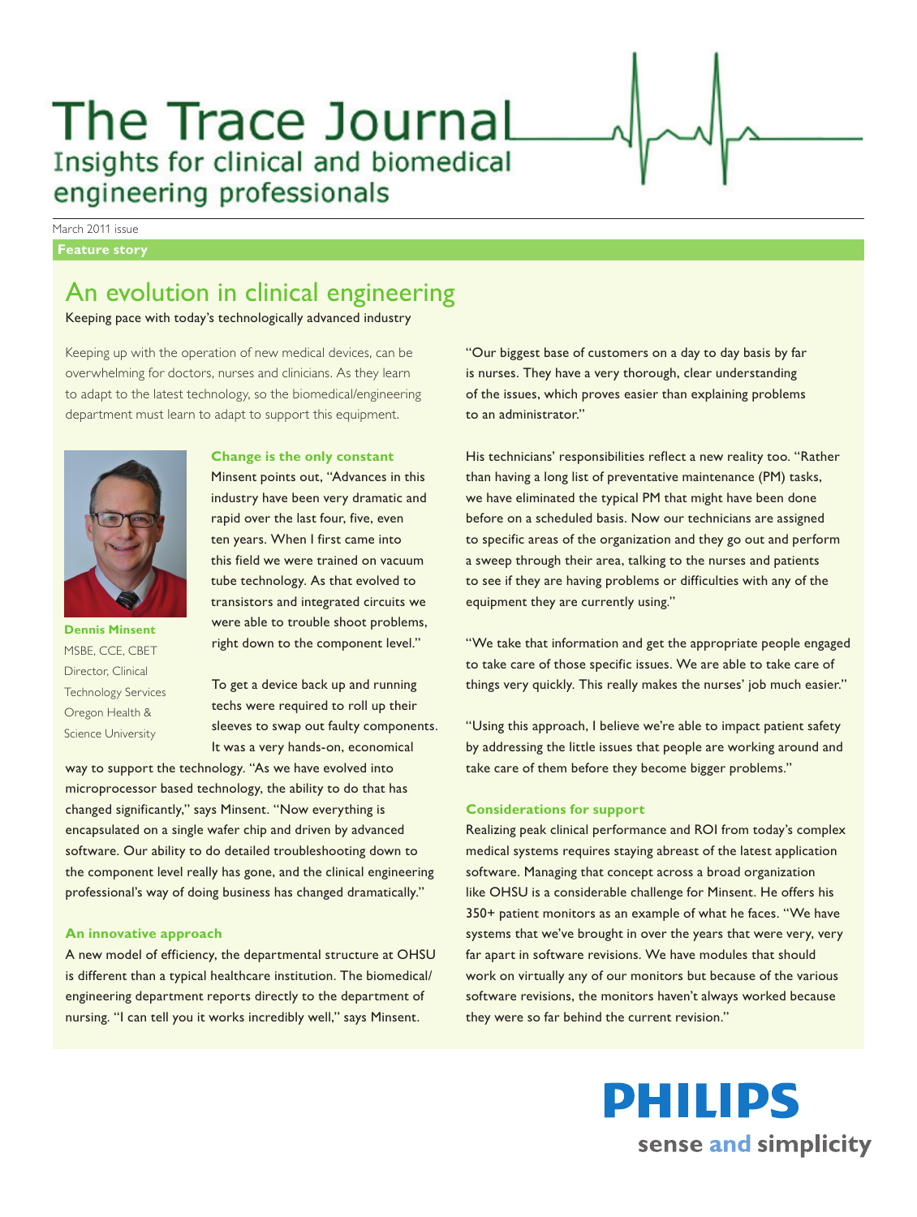# The Trace Journal

Insights for clinical and biomedical engineering professionals

March 2011 issue

**Feature story**

## An evolution in clinical engineering

Keeping pace with today's technologically advanced industry

Keeping up with the operation of new medical devices, can be overwhelming for doctors, nurses and clinicians. As they learn to adapt to the latest technology, so the biomedical/engineering department must learn to adapt to support this equipment.

**Dennis Minsent**
MSBE, CCE, CBET
Director, Clinical Technology Services
Oregon Health & Science University

### Change is the only constant

Minsent points out, "Advances in this industry have been very dramatic and rapid over the last four, five, even ten years. When I first came into this field we were trained on vacuum tube technology. As that evolved to transistors and integrated circuits we were able to trouble shoot problems, right down to the component level."

To get a device back up and running techs were required to roll up their sleeves to swap out faulty components. It was a very hands-on, economical way to support the technology. "As we have evolved into microprocessor based technology, the ability to do that has changed significantly," says Minsent. "Now everything is encapsulated on a single wafer chip and driven by advanced software. Our ability to do detailed troubleshooting down to the component level really has gone, and the clinical engineering professional's way of doing business has changed dramatically."

### An innovative approach

A new model of efficiency, the departmental structure at OHSU is different than a typical healthcare institution. The biomedical/engineering department reports directly to the department of nursing. "I can tell you it works incredibly well," says Minsent.

"Our biggest base of customers on a day to day basis by far is nurses. They have a very thorough, clear understanding of the issues, which proves easier than explaining problems to an administrator."

His technicians' responsibilities reflect a new reality too. "Rather than having a long list of preventative maintenance (PM) tasks, we have eliminated the typical PM that might have been done before on a scheduled basis. Now our technicians are assigned to specific areas of the organization and they go out and perform a sweep through their area, talking to the nurses and patients to see if they are having problems or difficulties with any of the equipment they are currently using."

"We take that information and get the appropriate people engaged to take care of those specific issues. We are able to take care of things very quickly. This really makes the nurses' job much easier."

"Using this approach, I believe we're able to impact patient safety by addressing the little issues that people are working around and take care of them before they become bigger problems."

### Considerations for support

Realizing peak clinical performance and ROI from today's complex medical systems requires staying abreast of the latest application software. Managing that concept across a broad organization like OHSU is a considerable challenge for Minsent. He offers his 350+ patient monitors as an example of what he faces. "We have systems that we've brought in over the years that were very, very far apart in software revisions. We have modules that should work on virtually any of our monitors but because of the various software revisions, the monitors haven't always worked because they were so far behind the current revision."

**PHILIPS**
sense and simplicity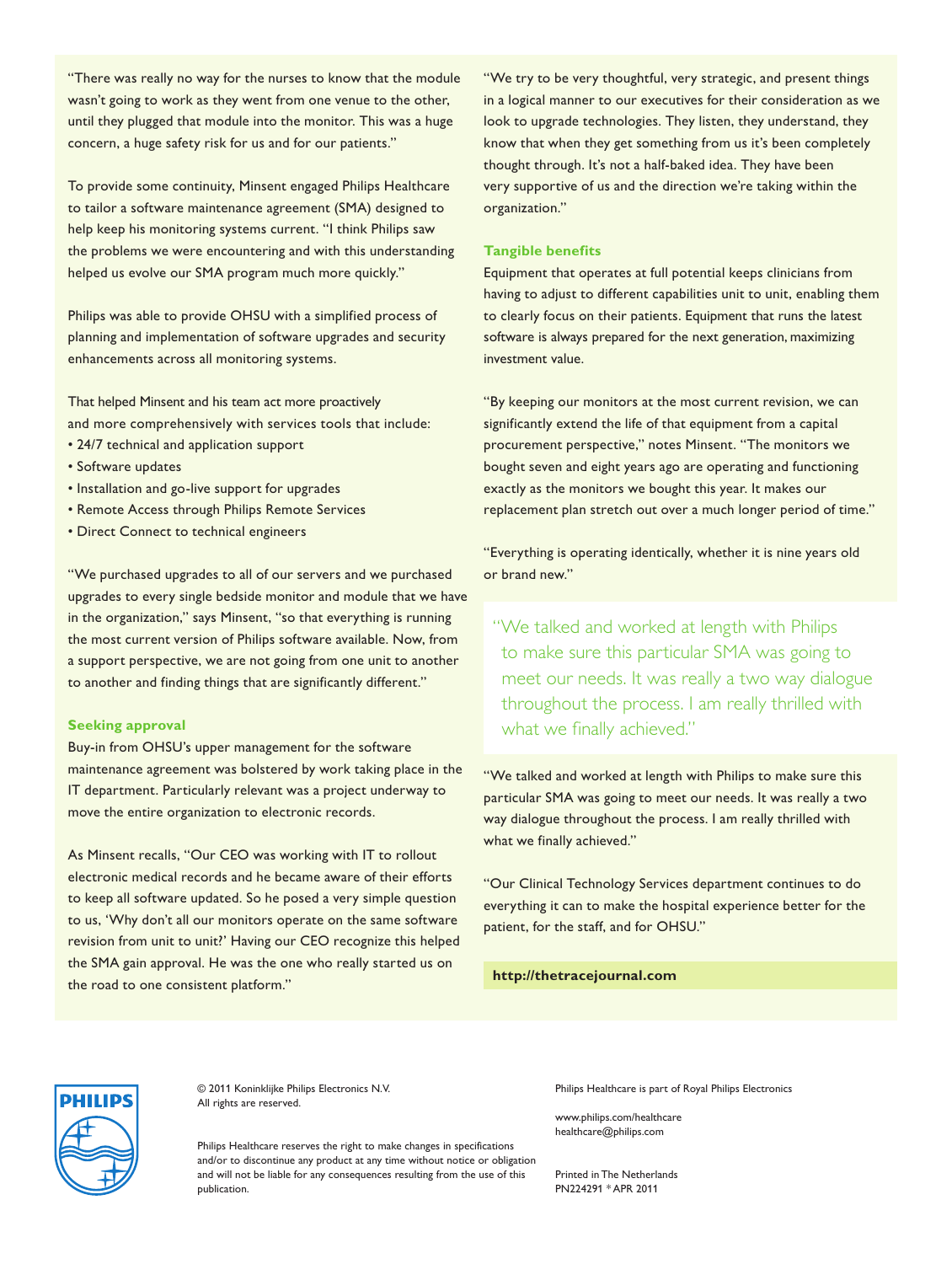"There was really no way for the nurses to know that the module wasn't going to work as they went from one venue to the other, until they plugged that module into the monitor. This was a huge concern, a huge safety risk for us and for our patients."

To provide some continuity, Minsent engaged Philips Healthcare to tailor a software maintenance agreement (SMA) designed to help keep his monitoring systems current. "I think Philips saw the problems we were encountering and with this understanding helped us evolve our SMA program much more quickly."

Philips was able to provide OHSU with a simplified process of planning and implementation of software upgrades and security enhancements across all monitoring systems.

That helped Minsent and his team act more proactively and more comprehensively with services tools that include:

- 24/7 technical and application support
- Software updates
- Installation and go-live support for upgrades
- Remote Access through Philips Remote Services
- Direct Connect to technical engineers

"We purchased upgrades to all of our servers and we purchased upgrades to every single bedside monitor and module that we have in the organization," says Minsent, "so that everything is running the most current version of Philips software available. Now, from a support perspective, we are not going from one unit to another to another and finding things that are significantly different."

### Seeking approval

Buy-in from OHSU's upper management for the software maintenance agreement was bolstered by work taking place in the IT department. Particularly relevant was a project underway to move the entire organization to electronic records.

As Minsent recalls, "Our CEO was working with IT to rollout electronic medical records and he became aware of their efforts to keep all software updated. So he posed a very simple question to us, 'Why don't all our monitors operate on the same software revision from unit to unit?' Having our CEO recognize this helped the SMA gain approval. He was the one who really started us on the road to one consistent platform."

"We try to be very thoughtful, very strategic, and present things in a logical manner to our executives for their consideration as we look to upgrade technologies. They listen, they understand, they know that when they get something from us it's been completely thought through. It's not a half-baked idea. They have been very supportive of us and the direction we're taking within the organization."

### Tangible benefits

Equipment that operates at full potential keeps clinicians from having to adjust to different capabilities unit to unit, enabling them to clearly focus on their patients. Equipment that runs the latest software is always prepared for the next generation, maximizing investment value.

"By keeping our monitors at the most current revision, we can significantly extend the life of that equipment from a capital procurement perspective," notes Minsent. "The monitors we bought seven and eight years ago are operating and functioning exactly as the monitors we bought this year. It makes our replacement plan stretch out over a much longer period of time."

"Everything is operating identically, whether it is nine years old or brand new."

> "We talked and worked at length with Philips to make sure this particular SMA was going to meet our needs. It was really a two way dialogue throughout the process. I am really thrilled with what we finally achieved."

"We talked and worked at length with Philips to make sure this particular SMA was going to meet our needs. It was really a two way dialogue throughout the process. I am really thrilled with what we finally achieved."

"Our Clinical Technology Services department continues to do everything it can to make the hospital experience better for the patient, for the staff, and for OHSU."

**http://thetracejournal.com**

© 2011 Koninklijke Philips Electronics N.V.
All rights are reserved.

Philips Healthcare reserves the right to make changes in specifications and/or to discontinue any product at any time without notice or obligation and will not be liable for any consequences resulting from the use of this publication.

Philips Healthcare is part of Royal Philips Electronics

www.philips.com/healthcare
healthcare@philips.com

Printed in The Netherlands
PN224291 * APR 2011